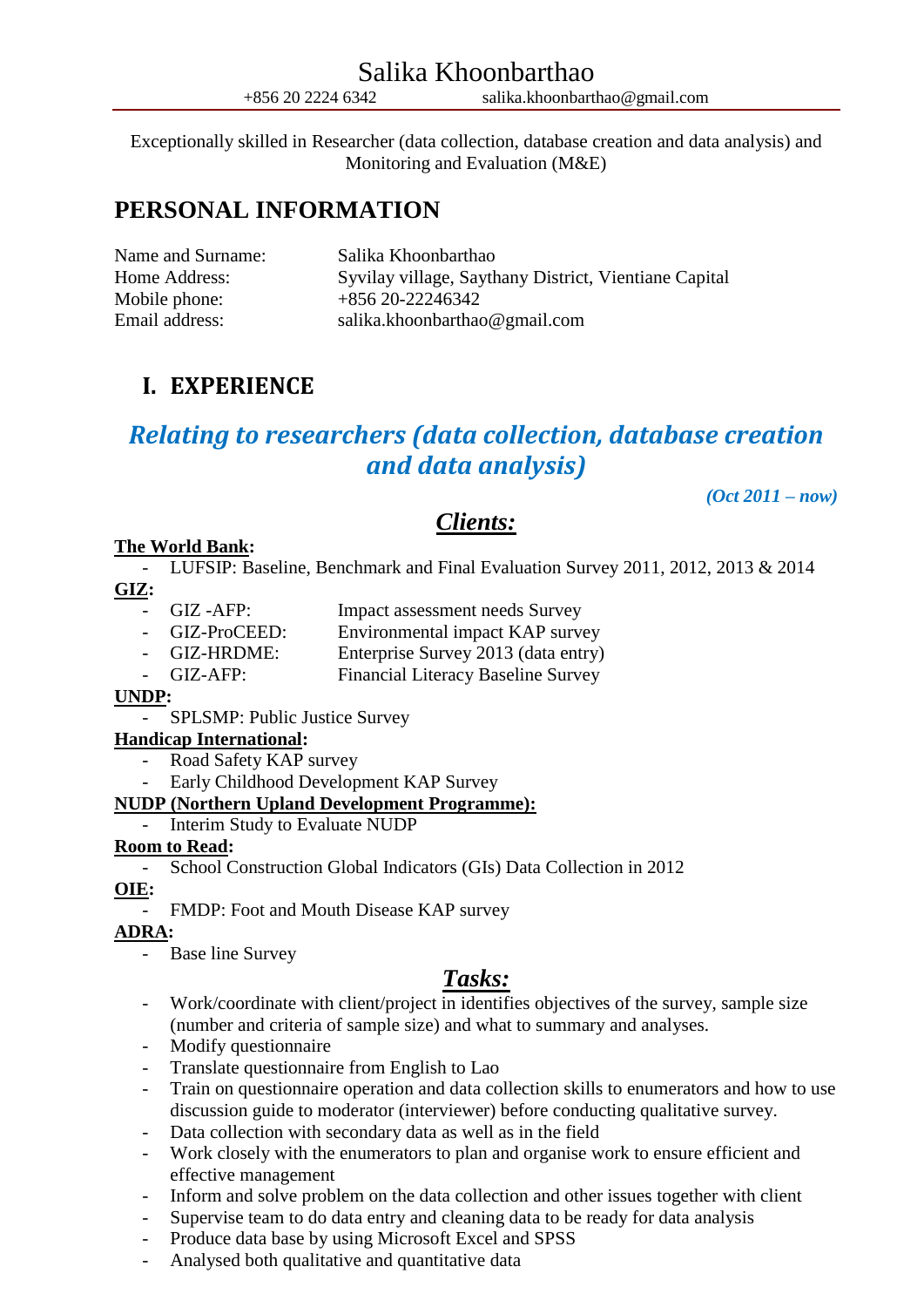# Salika Khoonbarthao

+856 20 2224 6342 salika.khoonbarthao@gmail.com

Exceptionally skilled in Researcher (data collection, database creation and data analysis) and Monitoring and Evaluation (M&E)

## PERSONAL INFORMATION

| | |
|---|---|
| Name and Surname: | Salika Khoonbarthao |
| Home Address: | Syvilay village, Saythany District, Vientiane Capital |
| Mobile phone: | +856 20-22246342 |
| Email address: | salika.khoonbarthao@gmail.com |

## I. EXPERIENCE

### *Relating to researchers (data collection, database creation and data analysis)*

***(Oct 2011 – now)***

### ***Clients:***

**The World Bank:**

- LUFSIP: Baseline, Benchmark and Final Evaluation Survey 2011, 2012, 2013 & 2014

**GIZ:**

- GIZ -AFP: Impact assessment needs Survey
- GIZ-ProCEED: Environmental impact KAP survey
- GIZ-HRDME: Enterprise Survey 2013 (data entry)
- GIZ-AFP: Financial Literacy Baseline Survey

**UNDP:**

- SPLSMP: Public Justice Survey

**Handicap International:**

- Road Safety KAP survey
- Early Childhood Development KAP Survey

**NUDP (Northern Upland Development Programme):**

- Interim Study to Evaluate NUDP

**Room to Read:**

- School Construction Global Indicators (GIs) Data Collection in 2012

**OIE:**

- FMDP: Foot and Mouth Disease KAP survey

**ADRA:**

- Base line Survey

### ***Tasks:***

- Work/coordinate with client/project in identifies objectives of the survey, sample size (number and criteria of sample size) and what to summary and analyses.
- Modify questionnaire
- Translate questionnaire from English to Lao
- Train on questionnaire operation and data collection skills to enumerators and how to use discussion guide to moderator (interviewer) before conducting qualitative survey.
- Data collection with secondary data as well as in the field
- Work closely with the enumerators to plan and organise work to ensure efficient and effective management
- Inform and solve problem on the data collection and other issues together with client
- Supervise team to do data entry and cleaning data to be ready for data analysis
- Produce data base by using Microsoft Excel and SPSS
- Analysed both qualitative and quantitative data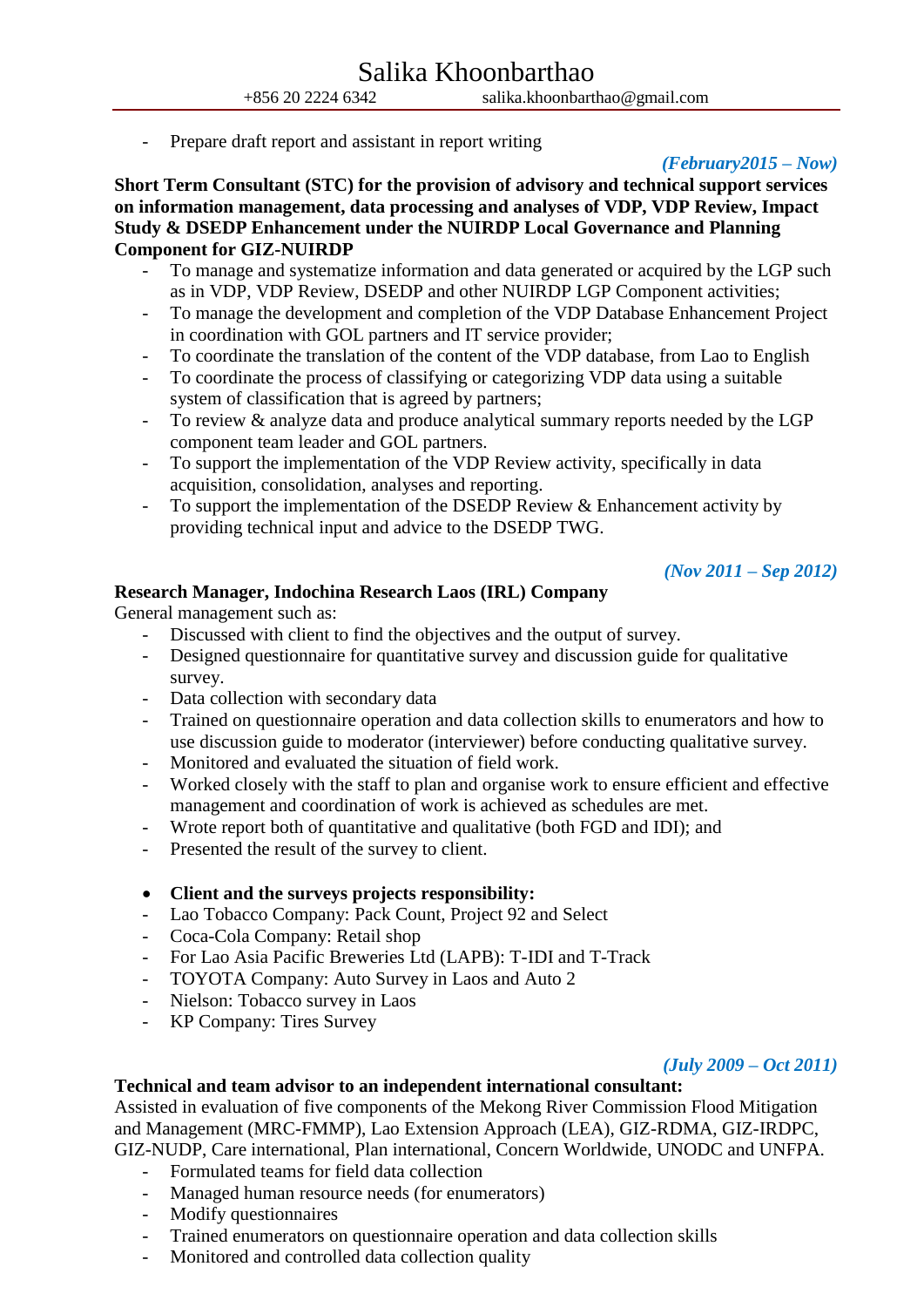- Prepare draft report and assistant in report writing

***(February2015 – Now)***

**Short Term Consultant (STC) for the provision of advisory and technical support services on information management, data processing and analyses of VDP, VDP Review, Impact Study & DSEDP Enhancement under the NUIRDP Local Governance and Planning Component for GIZ-NUIRDP**

- To manage and systematize information and data generated or acquired by the LGP such as in VDP, VDP Review, DSEDP and other NUIRDP LGP Component activities;
- To manage the development and completion of the VDP Database Enhancement Project in coordination with GOL partners and IT service provider;
- To coordinate the translation of the content of the VDP database, from Lao to English
- To coordinate the process of classifying or categorizing VDP data using a suitable system of classification that is agreed by partners;
- To review & analyze data and produce analytical summary reports needed by the LGP component team leader and GOL partners.
- To support the implementation of the VDP Review activity, specifically in data acquisition, consolidation, analyses and reporting.
- To support the implementation of the DSEDP Review & Enhancement activity by providing technical input and advice to the DSEDP TWG.

***(Nov 2011 – Sep 2012)***

**Research Manager, Indochina Research Laos (IRL) Company**

General management such as:

- Discussed with client to find the objectives and the output of survey.
- Designed questionnaire for quantitative survey and discussion guide for qualitative survey.
- Data collection with secondary data
- Trained on questionnaire operation and data collection skills to enumerators and how to use discussion guide to moderator (interviewer) before conducting qualitative survey.
- Monitored and evaluated the situation of field work.
- Worked closely with the staff to plan and organise work to ensure efficient and effective management and coordination of work is achieved as schedules are met.
- Wrote report both of quantitative and qualitative (both FGD and IDI); and
- Presented the result of the survey to client.

- **Client and the surveys projects responsibility:**

- Lao Tobacco Company: Pack Count, Project 92 and Select
- Coca-Cola Company: Retail shop
- For Lao Asia Pacific Breweries Ltd (LAPB): T-IDI and T-Track
- TOYOTA Company: Auto Survey in Laos and Auto 2
- Nielson: Tobacco survey in Laos
- KP Company: Tires Survey

***(July 2009 – Oct 2011)***

**Technical and team advisor to an independent international consultant:**

Assisted in evaluation of five components of the Mekong River Commission Flood Mitigation and Management (MRC-FMMP), Lao Extension Approach (LEA), GIZ-RDMA, GIZ-IRDPC, GIZ-NUDP, Care international, Plan international, Concern Worldwide, UNODC and UNFPA.

- Formulated teams for field data collection
- Managed human resource needs (for enumerators)
- Modify questionnaires
- Trained enumerators on questionnaire operation and data collection skills
- Monitored and controlled data collection quality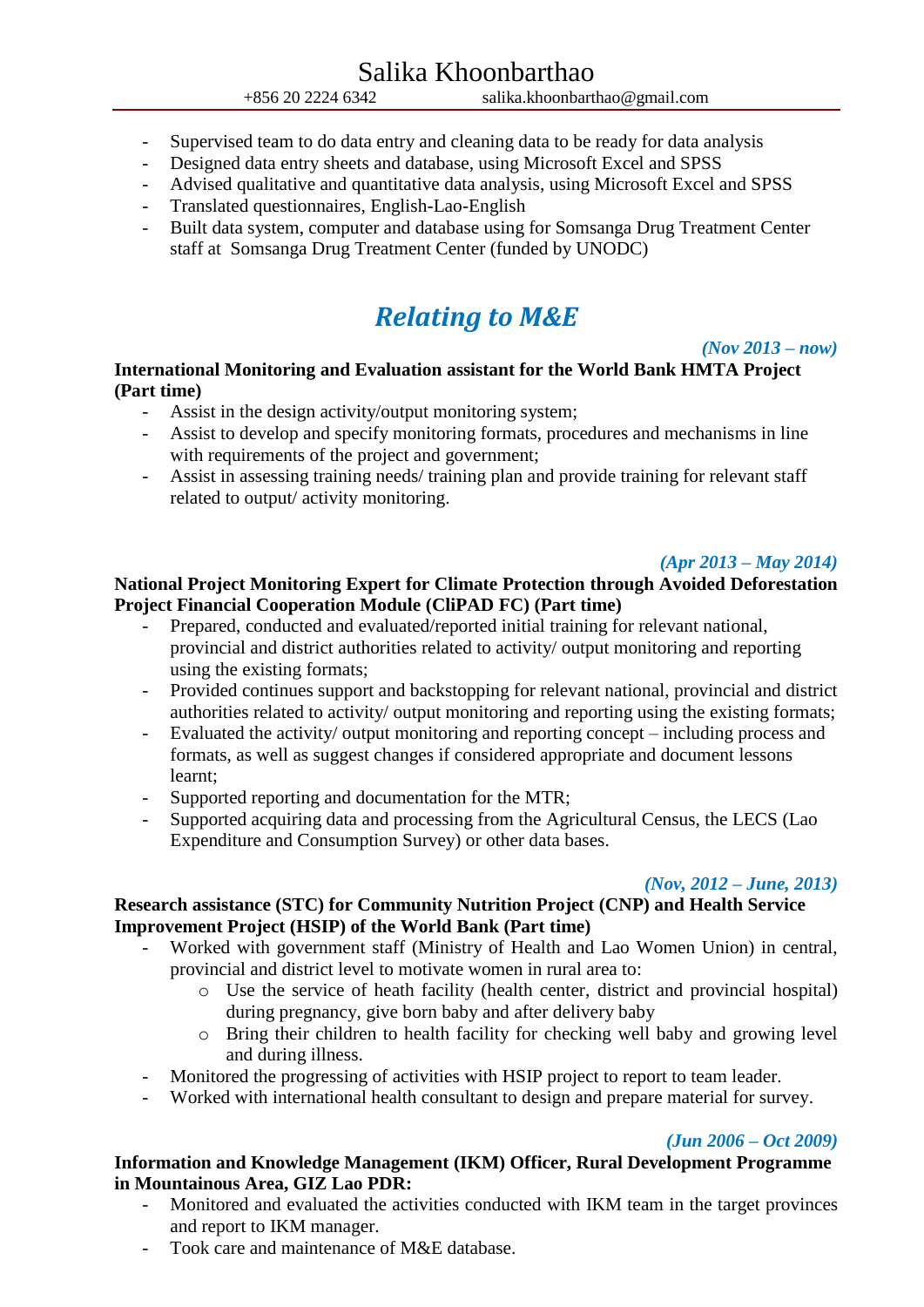- Supervised team to do data entry and cleaning data to be ready for data analysis
- Designed data entry sheets and database, using Microsoft Excel and SPSS
- Advised qualitative and quantitative data analysis, using Microsoft Excel and SPSS
- Translated questionnaires, English-Lao-English
- Built data system, computer and database using for Somsanga Drug Treatment Center staff at Somsanga Drug Treatment Center (funded by UNODC)

## *Relating to M&E*

***(Nov 2013 – now)***

**International Monitoring and Evaluation assistant for the World Bank HMTA Project (Part time)**

- Assist in the design activity/output monitoring system;
- Assist to develop and specify monitoring formats, procedures and mechanisms in line with requirements of the project and government;
- Assist in assessing training needs/ training plan and provide training for relevant staff related to output/ activity monitoring.

***(Apr 2013 – May 2014)***

**National Project Monitoring Expert for Climate Protection through Avoided Deforestation Project Financial Cooperation Module (CliPAD FC) (Part time)**

- Prepared, conducted and evaluated/reported initial training for relevant national, provincial and district authorities related to activity/ output monitoring and reporting using the existing formats;
- Provided continues support and backstopping for relevant national, provincial and district authorities related to activity/ output monitoring and reporting using the existing formats;
- Evaluated the activity/ output monitoring and reporting concept – including process and formats, as well as suggest changes if considered appropriate and document lessons learnt;
- Supported reporting and documentation for the MTR;
- Supported acquiring data and processing from the Agricultural Census, the LECS (Lao Expenditure and Consumption Survey) or other data bases.

***(Nov, 2012 – June, 2013)***

**Research assistance (STC) for Community Nutrition Project (CNP) and Health Service Improvement Project (HSIP) of the World Bank (Part time)**

- Worked with government staff (Ministry of Health and Lao Women Union) in central, provincial and district level to motivate women in rural area to:
  - Use the service of heath facility (health center, district and provincial hospital) during pregnancy, give born baby and after delivery baby
  - Bring their children to health facility for checking well baby and growing level and during illness.
- Monitored the progressing of activities with HSIP project to report to team leader.
- Worked with international health consultant to design and prepare material for survey.

***(Jun 2006 – Oct 2009)***

**Information and Knowledge Management (IKM) Officer, Rural Development Programme in Mountainous Area, GIZ Lao PDR:**

- Monitored and evaluated the activities conducted with IKM team in the target provinces and report to IKM manager.
- Took care and maintenance of M&E database.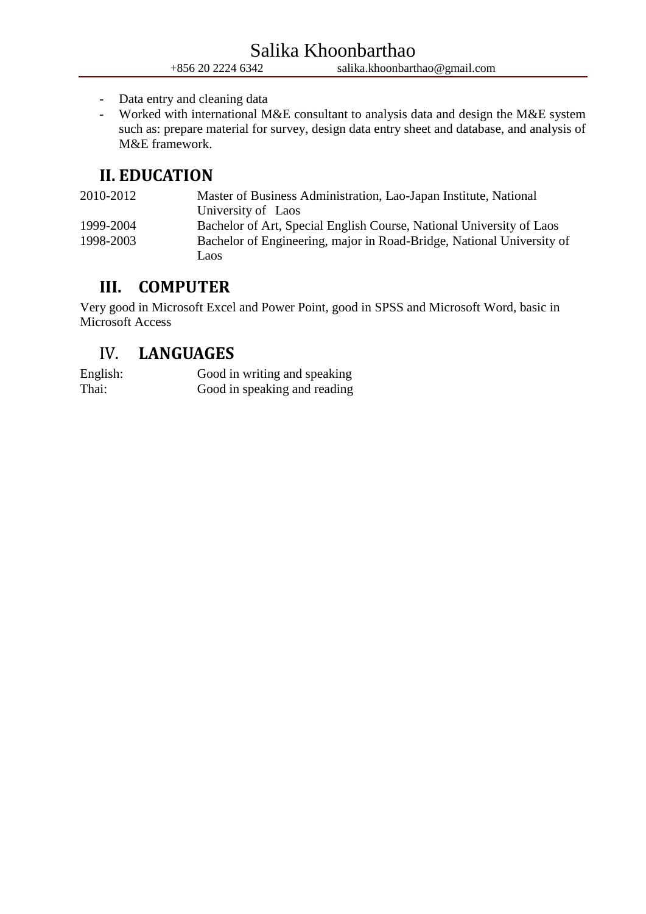- Data entry and cleaning data
- Worked with international M&E consultant to analysis data and design the M&E system such as: prepare material for survey, design data entry sheet and database, and analysis of M&E framework.

## II. EDUCATION

| | |
|---|---|
| 2010-2012 | Master of Business Administration, Lao-Japan Institute, National University of Laos |
| 1999-2004 | Bachelor of Art, Special English Course, National University of Laos |
| 1998-2003 | Bachelor of Engineering, major in Road-Bridge, National University of Laos |

## III. COMPUTER

Very good in Microsoft Excel and Power Point, good in SPSS and Microsoft Word, basic in Microsoft Access

## IV. LANGUAGES

| | |
|---|---|
| English: | Good in writing and speaking |
| Thai: | Good in speaking and reading |